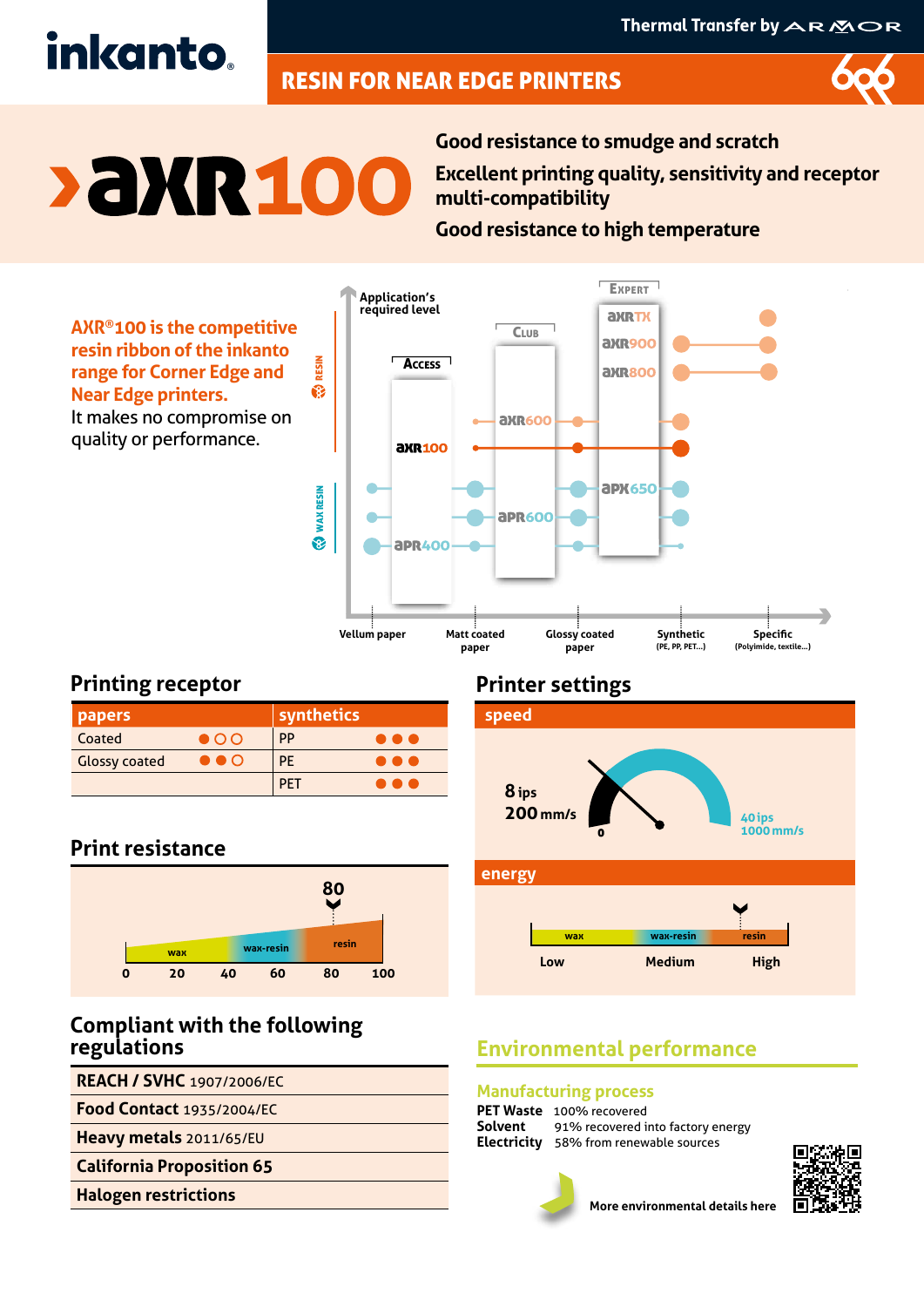# inkanto

Thermal Transfer by ARMOR

## RESIN FOR NEAR EDGE PRINTERS

# AXR100

**Good resistance to smudge and scratch**

**Excellent printing quality, sensitivity and receptor multi-compatibility**

**Good resistance to high temperature**

**AXR®100 is the competitive resin ribbon of the inkanto range for Corner Edge and Near Edge printers.**
It makes no compromise on quality or performance.

Application's required level

RESIN / WAX RESIN

ACCESS: AXR100, APR400
CLUB: AXR600, APR600
EXPERT: AXR TX, AXR900, AXR800, APX650

Vellum paper | Matt coated paper | Glossy coated paper | Synthetic (PE, PP, PET...) | Specific (Polyimide, textile...)

## Printing receptor

| papers | | synthetics | |
|---|---|---|---|
| Coated | ●○○ | PP | ●●● |
| Glossy coated | ●●○ | PE | ●●● |
| | | PET | ●●● |

## Printer settings

**speed**

8 ips
200 mm/s

0 — 40 ips / 1000 mm/s

**energy**

wax — wax-resin — resin

Low — Medium — High

## Print resistance

80

wax — wax-resin — resin

0 20 40 60 80 100

## Compliant with the following regulations

| |
|---|
| **REACH / SVHC** 1907/2006/EC |
| **Food Contact** 1935/2004/EC |
| **Heavy metals** 2011/65/EU |
| **California Proposition 65** |
| **Halogen restrictions** |

## Environmental performance

### Manufacturing process

**PET Waste** 100% recovered
**Solvent** 91% recovered into factory energy
**Electricity** 58% from renewable sources

More environmental details here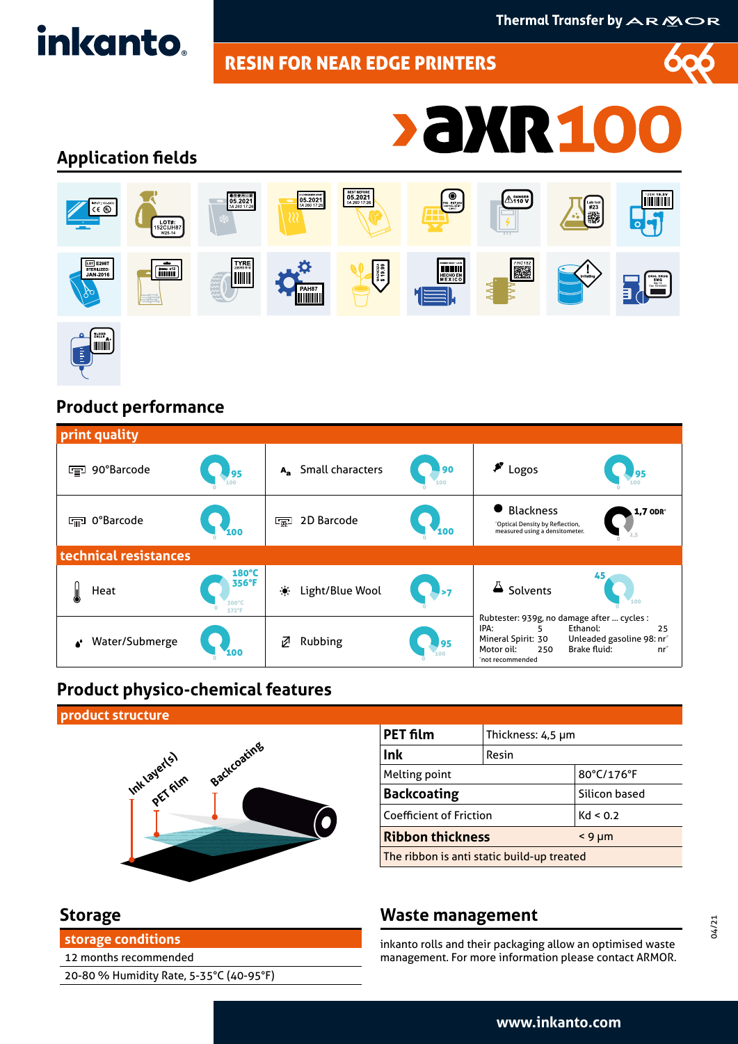inkanto

Thermal Transfer by ARMOR

# RESIN FOR NEAR EDGE PRINTERS

# AXR100

## Application fields

## Product performance

**print quality**

| | | |
|---|---|---|
| 90°Barcode 95 | Small characters 90 | Logos 95 |
| 0°Barcode 100 | 2D Barcode 100 | Blackness 1,7 ODR* (*Optical Density by Reflection, measured using a densitometer.) |

**technical resistances**

| | | |
|---|---|---|
| Heat 180°C 356°F | Light/Blue Wool >7 | Solvents 45 |
| Water/Submerge 100 | Rubbing 95 | Rubtester: 939g, no damage after ... cycles: IPA: 5; Ethanol: 25; Mineral Spirit: 30; Unleaded gasoline 98: nr*; Motor oil: 250; Brake fluid: nr* (*not recommended) |

## Product physico-chemical features

**product structure**

Ink layer(s)
PET film
Backcoating

| | |
|---|---|
| **PET film** | Thickness: 4,5 µm |
| **Ink** | Resin |
| Melting point | 80°C/176°F |
| **Backcoating** | Silicon based |
| Coefficient of Friction | Kd < 0.2 |
| **Ribbon thickness** | < 9 µm |
| The ribbon is anti static build-up treated | |

## Storage

**storage conditions**

12 months recommended

20-80 % Humidity Rate, 5-35°C (40-95°F)

## Waste management

inkanto rolls and their packaging allow an optimised waste management. For more information please contact ARMOR.

04/21

www.inkanto.com